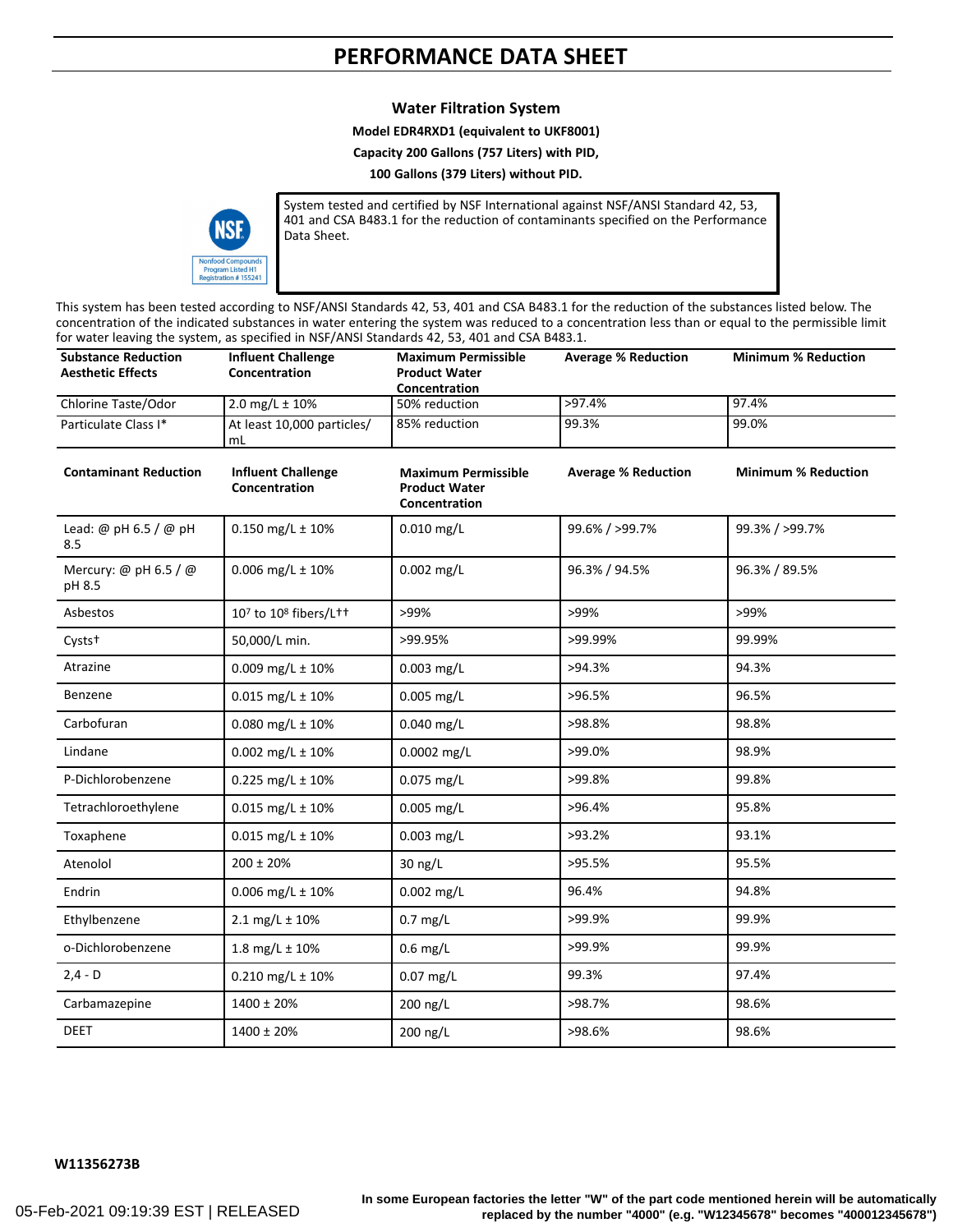# PERFORMANCE DATA SHEET

**Water Filtration System**

**Model EDR4RXD1 (equivalent to UKF8001)**

**Capacity 200 Gallons (757 Liters) with PID,**

**100 Gallons (379 Liters) without PID.**

NSF

Nonfood Compounds Program Listed H1 Registration # 155241

System tested and certified by NSF International against NSF/ANSI Standard 42, 53, 401 and CSA B483.1 for the reduction of contaminants specified on the Performance Data Sheet.

This system has been tested according to NSF/ANSI Standards 42, 53, 401 and CSA B483.1 for the reduction of the substances listed below. The concentration of the indicated substances in water entering the system was reduced to a concentration less than or equal to the permissible limit for water leaving the system, as specified in NSF/ANSI Standards 42, 53, 401 and CSA B483.1.

| **Substance Reduction Aesthetic Effects** | **Influent Challenge Concentration** | **Maximum Permissible Product Water Concentration** | **Average % Reduction** | **Minimum % Reduction** |
|---|---|---|---|---|
| Chlorine Taste/Odor | 2.0 mg/L ± 10% | 50% reduction | >97.4% | 97.4% |
| Particulate Class I* | At least 10,000 particles/ mL | 85% reduction | 99.3% | 99.0% |

| **Contaminant Reduction** | **Influent Challenge Concentration** | **Maximum Permissible Product Water Concentration** | **Average % Reduction** | **Minimum % Reduction** |
|---|---|---|---|---|
| Lead: @ pH 6.5 / @ pH 8.5 | 0.150 mg/L ± 10% | 0.010 mg/L | 99.6% / >99.7% | 99.3% / >99.7% |
| Mercury: @ pH 6.5 / @ pH 8.5 | 0.006 mg/L ± 10% | 0.002 mg/L | 96.3% / 94.5% | 96.3% / 89.5% |
| Asbestos | $10^7$ to $10^8$ fibers/L†† | >99% | >99% | >99% |
| Cysts† | 50,000/L min. | >99.95% | >99.99% | 99.99% |
| Atrazine | 0.009 mg/L ± 10% | 0.003 mg/L | >94.3% | 94.3% |
| Benzene | 0.015 mg/L ± 10% | 0.005 mg/L | >96.5% | 96.5% |
| Carbofuran | 0.080 mg/L ± 10% | 0.040 mg/L | >98.8% | 98.8% |
| Lindane | 0.002 mg/L ± 10% | 0.0002 mg/L | >99.0% | 98.9% |
| P-Dichlorobenzene | 0.225 mg/L ± 10% | 0.075 mg/L | >99.8% | 99.8% |
| Tetrachloroethylene | 0.015 mg/L ± 10% | 0.005 mg/L | >96.4% | 95.8% |
| Toxaphene | 0.015 mg/L ± 10% | 0.003 mg/L | >93.2% | 93.1% |
| Atenolol | 200 ± 20% | 30 ng/L | >95.5% | 95.5% |
| Endrin | 0.006 mg/L ± 10% | 0.002 mg/L | 96.4% | 94.8% |
| Ethylbenzene | 2.1 mg/L ± 10% | 0.7 mg/L | >99.9% | 99.9% |
| o-Dichlorobenzene | 1.8 mg/L ± 10% | 0.6 mg/L | >99.9% | 99.9% |
| 2,4 - D | 0.210 mg/L ± 10% | 0.07 mg/L | 99.3% | 97.4% |
| Carbamazepine | 1400 ± 20% | 200 ng/L | >98.7% | 98.6% |
| DEET | 1400 ± 20% | 200 ng/L | >98.6% | 98.6% |

**W11356273B**

05-Feb-2021 09:19:39 EST | RELEASED

**In some European factories the letter "W" of the part code mentioned herein will be automatically replaced by the number "4000" (e.g. "W12345678" becomes "400012345678")**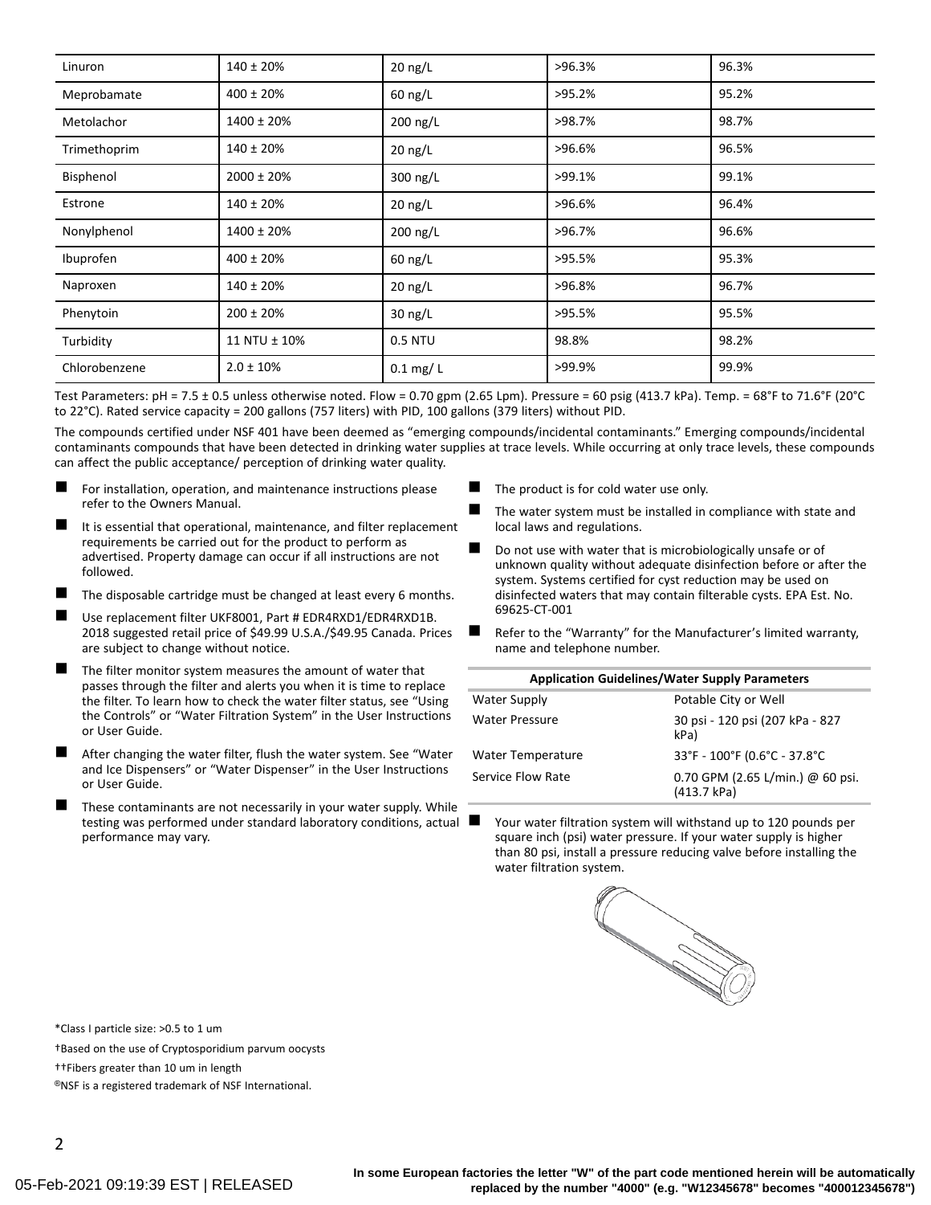| | | | | |
|---|---|---|---|---|
| Linuron | 140 ± 20% | 20 ng/L | >96.3% | 96.3% |
| Meprobamate | 400 ± 20% | 60 ng/L | >95.2% | 95.2% |
| Metolachor | 1400 ± 20% | 200 ng/L | >98.7% | 98.7% |
| Trimethoprim | 140 ± 20% | 20 ng/L | >96.6% | 96.5% |
| Bisphenol | 2000 ± 20% | 300 ng/L | >99.1% | 99.1% |
| Estrone | 140 ± 20% | 20 ng/L | >96.6% | 96.4% |
| Nonylphenol | 1400 ± 20% | 200 ng/L | >96.7% | 96.6% |
| Ibuprofen | 400 ± 20% | 60 ng/L | >95.5% | 95.3% |
| Naproxen | 140 ± 20% | 20 ng/L | >96.8% | 96.7% |
| Phenytoin | 200 ± 20% | 30 ng/L | >95.5% | 95.5% |
| Turbidity | 11 NTU ± 10% | 0.5 NTU | 98.8% | 98.2% |
| Chlorobenzene | 2.0 ± 10% | 0.1 mg/ L | >99.9% | 99.9% |

Test Parameters: pH = 7.5 ± 0.5 unless otherwise noted. Flow = 0.70 gpm (2.65 Lpm). Pressure = 60 psig (413.7 kPa). Temp. = 68°F to 71.6°F (20°C to 22°C). Rated service capacity = 200 gallons (757 liters) with PID, 100 gallons (379 liters) without PID.

The compounds certified under NSF 401 have been deemed as "emerging compounds/incidental contaminants." Emerging compounds/incidental contaminants compounds that have been detected in drinking water supplies at trace levels. While occurring at only trace levels, these compounds can affect the public acceptance/ perception of drinking water quality.

- For installation, operation, and maintenance instructions please refer to the Owners Manual.
- It is essential that operational, maintenance, and filter replacement requirements be carried out for the product to perform as advertised. Property damage can occur if all instructions are not followed.
- The disposable cartridge must be changed at least every 6 months.
- Use replacement filter UKF8001, Part # EDR4RXD1/EDR4RXD1B. 2018 suggested retail price of $49.99 U.S.A./$49.95 Canada. Prices are subject to change without notice.
- The filter monitor system measures the amount of water that passes through the filter and alerts you when it is time to replace the filter. To learn how to check the water filter status, see "Using the Controls" or "Water Filtration System" in the User Instructions or User Guide.
- After changing the water filter, flush the water system. See "Water and Ice Dispensers" or "Water Dispenser" in the User Instructions or User Guide.
- These contaminants are not necessarily in your water supply. While testing was performed under standard laboratory conditions, actual performance may vary.
- The product is for cold water use only.
- The water system must be installed in compliance with state and local laws and regulations.
- Do not use with water that is microbiologically unsafe or of unknown quality without adequate disinfection before or after the system. Systems certified for cyst reduction may be used on disinfected waters that may contain filterable cysts. EPA Est. No. 69625-CT-001
- Refer to the "Warranty" for the Manufacturer's limited warranty, name and telephone number.

| Application Guidelines/Water Supply Parameters | |
|---|---|
| Water Supply | Potable City or Well |
| Water Pressure | 30 psi - 120 psi (207 kPa - 827 kPa) |
| Water Temperature | 33°F - 100°F (0.6°C - 37.8°C |
| Service Flow Rate | 0.70 GPM (2.65 L/min.) @ 60 psi. (413.7 kPa) |

- Your water filtration system will withstand up to 120 pounds per square inch (psi) water pressure. If your water supply is higher than 80 psi, install a pressure reducing valve before installing the water filtration system.

*Class I particle size: >0.5 to 1 um

†Based on the use of Cryptosporidium parvum oocysts

††Fibers greater than 10 um in length

®NSF is a registered trademark of NSF International.

05-Feb-2021 09:19:39 EST | RELEASED

In some European factories the letter "W" of the part code mentioned herein will be automatically replaced by the number "4000" (e.g. "W12345678" becomes "400012345678")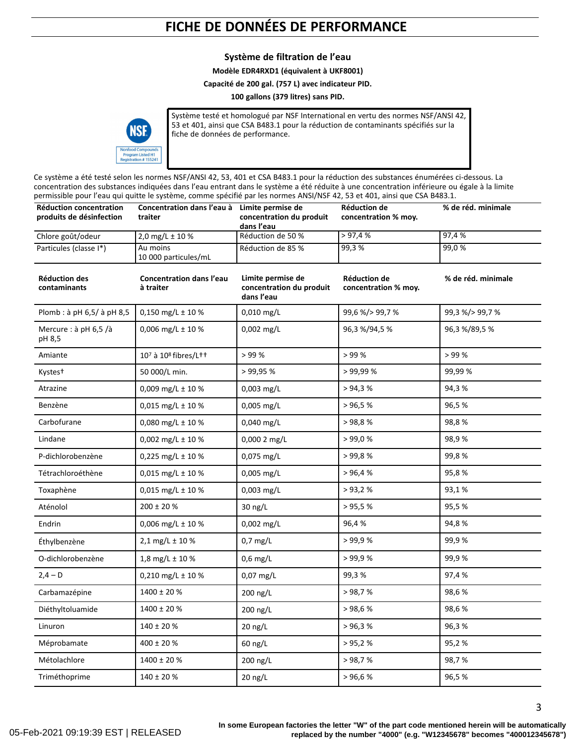# FICHE DE DONNÉES DE PERFORMANCE

**Système de filtration de l'eau**

**Modèle EDR4RXD1 (équivalent à UKF8001)**

**Capacité de 200 gal. (757 L) avec indicateur PID.**

**100 gallons (379 litres) sans PID.**

NSF Nonfood Compounds Program Listed H1 Registration # 155241

Système testé et homologué par NSF International en vertu des normes NSF/ANSI 42, 53 et 401, ainsi que CSA B483.1 pour la réduction de contaminants spécifiés sur la fiche de données de performance.

Ce système a été testé selon les normes NSF/ANSI 42, 53, 401 et CSA B483.1 pour la réduction des substances énumérées ci-dessous. La concentration des substances indiquées dans l'eau entrant dans le système a été réduite à une concentration inférieure ou égale à la limite permissible pour l'eau qui quitte le système, comme spécifié par les normes ANSI/NSF 42, 53 et 401, ainsi que CSA B483.1.

| Réduction concentration produits de désinfection | Concentration dans l'eau à traiter | Limite permise de concentration du produit dans l'eau | Réduction de concentration % moy. | % de réd. minimale |
|---|---|---|---|---|
| Chlore goût/odeur | 2,0 mg/L ± 10 % | Réduction de 50 % | > 97,4 % | 97,4 % |
| Particules (classe I*) | Au moins 10 000 particules/mL | Réduction de 85 % | 99,3 % | 99,0 % |

| Réduction des contaminants | Concentration dans l'eau à traiter | Limite permise de concentration du produit dans l'eau | Réduction de concentration % moy. | % de réd. minimale |
|---|---|---|---|---|
| Plomb : à pH 6,5/ à pH 8,5 | 0,150 mg/L ± 10 % | 0,010 mg/L | 99,6 %/> 99,7 % | 99,3 %/> 99,7 % |
| Mercure : à pH 6,5 /à pH 8,5 | 0,006 mg/L ± 10 % | 0,002 mg/L | 96,3 %/94,5 % | 96,3 %/89,5 % |
| Amiante | $10^7$ à $10^8$ fibres/L†† | > 99 % | > 99 % | > 99 % |
| Kystes† | 50 000/L min. | > 99,95 % | > 99,99 % | 99,99 % |
| Atrazine | 0,009 mg/L ± 10 % | 0,003 mg/L | > 94,3 % | 94,3 % |
| Benzène | 0,015 mg/L ± 10 % | 0,005 mg/L | > 96,5 % | 96,5 % |
| Carbofurane | 0,080 mg/L ± 10 % | 0,040 mg/L | > 98,8 % | 98,8 % |
| Lindane | 0,002 mg/L ± 10 % | 0,000 2 mg/L | > 99,0 % | 98,9 % |
| P-dichlorobenzène | 0,225 mg/L ± 10 % | 0,075 mg/L | > 99,8 % | 99,8 % |
| Tétrachloroéthène | 0,015 mg/L ± 10 % | 0,005 mg/L | > 96,4 % | 95,8 % |
| Toxaphène | 0,015 mg/L ± 10 % | 0,003 mg/L | > 93,2 % | 93,1 % |
| Aténolol | 200 ± 20 % | 30 ng/L | > 95,5 % | 95,5 % |
| Endrin | 0,006 mg/L ± 10 % | 0,002 mg/L | 96,4 % | 94,8 % |
| Éthylbenzène | 2,1 mg/L ± 10 % | 0,7 mg/L | > 99,9 % | 99,9 % |
| O-dichlorobenzène | 1,8 mg/L ± 10 % | 0,6 mg/L | > 99,9 % | 99,9 % |
| 2,4 – D | 0,210 mg/L ± 10 % | 0,07 mg/L | 99,3 % | 97,4 % |
| Carbamazépine | 1400 ± 20 % | 200 ng/L | > 98,7 % | 98,6 % |
| Diéthyltoluamide | 1400 ± 20 % | 200 ng/L | > 98,6 % | 98,6 % |
| Linuron | 140 ± 20 % | 20 ng/L | > 96,3 % | 96,3 % |
| Méprobamate | 400 ± 20 % | 60 ng/L | > 95,2 % | 95,2 % |
| Métolachlore | 1400 ± 20 % | 200 ng/L | > 98,7 % | 98,7 % |
| Triméthoprime | 140 ± 20 % | 20 ng/L | > 96,6 % | 96,5 % |

05-Feb-2021 09:19:39 EST | RELEASED

In some European factories the letter "W" of the part code mentioned herein will be automatically replaced by the number "4000" (e.g. "W12345678" becomes "400012345678")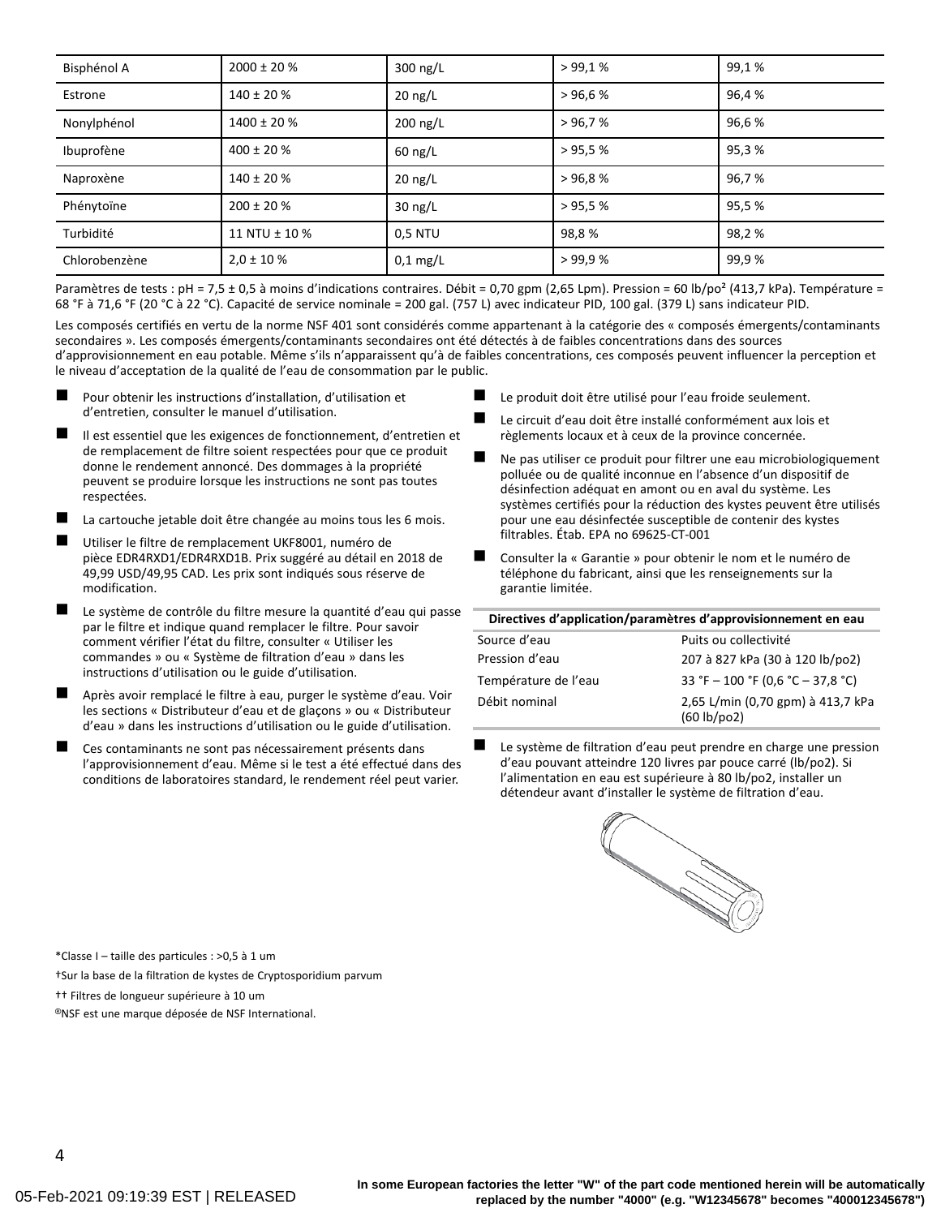| | | | | |
|---|---|---|---|---|
| Bisphénol A | 2000 ± 20 % | 300 ng/L | > 99,1 % | 99,1 % |
| Estrone | 140 ± 20 % | 20 ng/L | > 96,6 % | 96,4 % |
| Nonylphénol | 1400 ± 20 % | 200 ng/L | > 96,7 % | 96,6 % |
| Ibuprofène | 400 ± 20 % | 60 ng/L | > 95,5 % | 95,3 % |
| Naproxène | 140 ± 20 % | 20 ng/L | > 96,8 % | 96,7 % |
| Phénytoïne | 200 ± 20 % | 30 ng/L | > 95,5 % | 95,5 % |
| Turbidité | 11 NTU ± 10 % | 0,5 NTU | 98,8 % | 98,2 % |
| Chlorobenzène | 2,0 ± 10 % | 0,1 mg/L | > 99,9 % | 99,9 % |

Paramètres de tests : pH = 7,5 ± 0,5 à moins d'indications contraires. Débit = 0,70 gpm (2,65 Lpm). Pression = 60 lb/po² (413,7 kPa). Température = 68 °F à 71,6 °F (20 °C à 22 °C). Capacité de service nominale = 200 gal. (757 L) avec indicateur PID, 100 gal. (379 L) sans indicateur PID.

Les composés certifiés en vertu de la norme NSF 401 sont considérés comme appartenant à la catégorie des « composés émergents/contaminants secondaires ». Les composés émergents/contaminants secondaires ont été détectés à de faibles concentrations dans des sources d'approvisionnement en eau potable. Même s'ils n'apparaissent qu'à de faibles concentrations, ces composés peuvent influencer la perception et le niveau d'acceptation de la qualité de l'eau de consommation par le public.

- Pour obtenir les instructions d'installation, d'utilisation et d'entretien, consulter le manuel d'utilisation.
- Il est essentiel que les exigences de fonctionnement, d'entretien et de remplacement de filtre soient respectées pour que ce produit donne le rendement annoncé. Des dommages à la propriété peuvent se produire lorsque les instructions ne sont pas toutes respectées.
- La cartouche jetable doit être changée au moins tous les 6 mois.
- Utiliser le filtre de remplacement UKF8001, numéro de pièce EDR4RXD1/EDR4RXD1B. Prix suggéré au détail en 2018 de 49,99 USD/49,95 CAD. Les prix sont indiqués sous réserve de modification.
- Le système de contrôle du filtre mesure la quantité d'eau qui passe par le filtre et indique quand remplacer le filtre. Pour savoir comment vérifier l'état du filtre, consulter « Utiliser les commandes » ou « Système de filtration d'eau » dans les instructions d'utilisation ou le guide d'utilisation.
- Après avoir remplacé le filtre à eau, purger le système d'eau. Voir les sections « Distributeur d'eau et de glaçons » ou « Distributeur d'eau » dans les instructions d'utilisation ou le guide d'utilisation.
- Ces contaminants ne sont pas nécessairement présents dans l'approvisionnement d'eau. Même si le test a été effectué dans des conditions de laboratoires standard, le rendement réel peut varier.
- Le produit doit être utilisé pour l'eau froide seulement.
- Le circuit d'eau doit être installé conformément aux lois et règlements locaux et à ceux de la province concernée.
- Ne pas utiliser ce produit pour filtrer une eau microbiologiquement polluée ou de qualité inconnue en l'absence d'un dispositif de désinfection adéquat en amont ou en aval du système. Les systèmes certifiés pour la réduction des kystes peuvent être utilisés pour une eau désinfectée susceptible de contenir des kystes filtrables. Étab. EPA no 69625-CT-001
- Consulter la « Garantie » pour obtenir le nom et le numéro de téléphone du fabricant, ainsi que les renseignements sur la garantie limitée.

| Directives d'application/paramètres d'approvisionnement en eau | |
|---|---|
| Source d'eau | Puits ou collectivité |
| Pression d'eau | 207 à 827 kPa (30 à 120 lb/po2) |
| Température de l'eau | 33 °F – 100 °F (0,6 °C – 37,8 °C) |
| Débit nominal | 2,65 L/min (0,70 gpm) à 413,7 kPa (60 lb/po2) |

- Le système de filtration d'eau peut prendre en charge une pression d'eau pouvant atteindre 120 livres par pouce carré (lb/po2). Si l'alimentation en eau est supérieure à 80 lb/po2, installer un détendeur avant d'installer le système de filtration d'eau.

*Classe I – taille des particules : >0,5 à 1 um

†Sur la base de la filtration de kystes de Cryptosporidium parvum

†† Filtres de longueur supérieure à 10 um

®NSF est une marque déposée de NSF International.

05-Feb-2021 09:19:39 EST | RELEASED

In some European factories the letter "W" of the part code mentioned herein will be automatically replaced by the number "4000" (e.g. "W12345678" becomes "400012345678")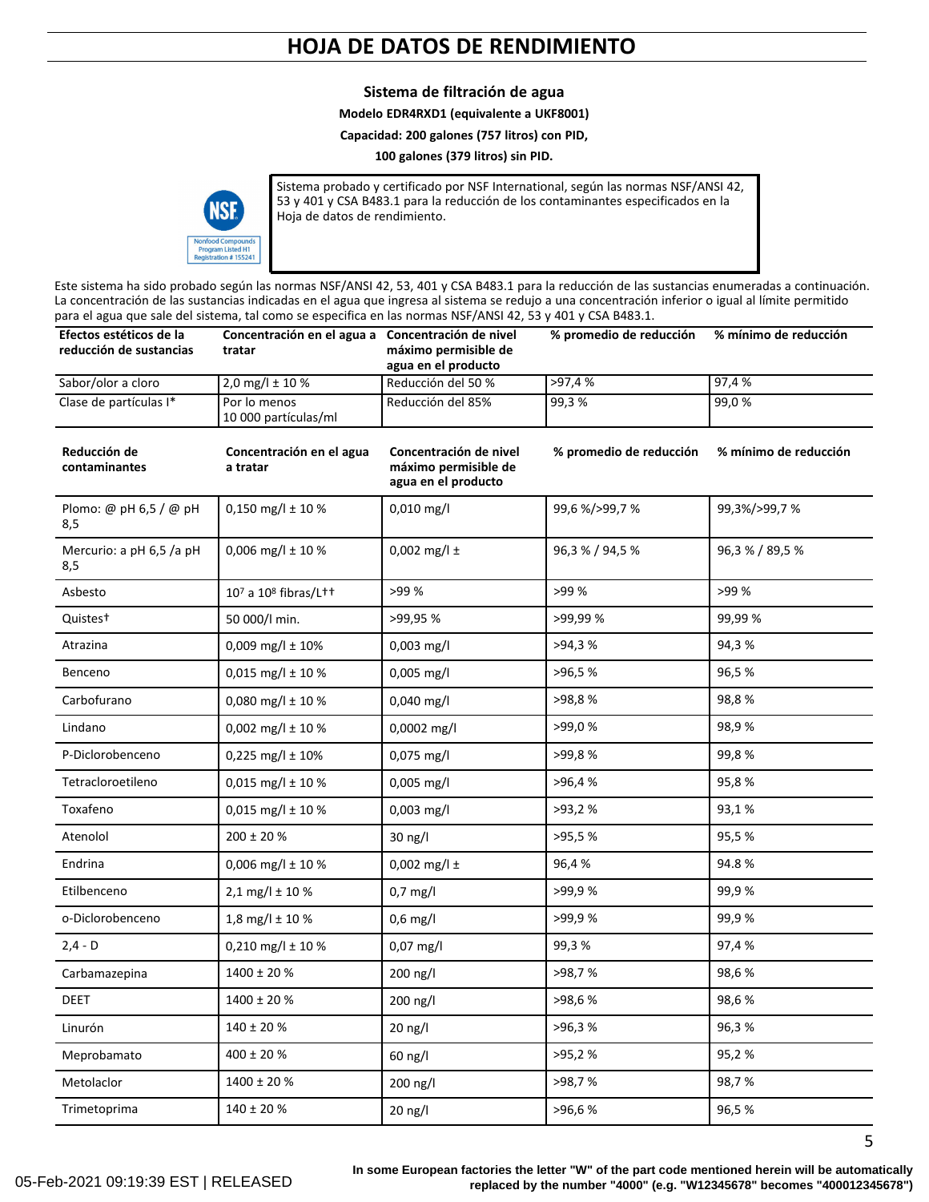# HOJA DE DATOS DE RENDIMIENTO

**Sistema de filtración de agua**

**Modelo EDR4RXD1 (equivalente a UKF8001)**

**Capacidad: 200 galones (757 litros) con PID,**

**100 galones (379 litros) sin PID.**

NSF

Nonfood Compounds Program Listed H1 Registration # 155241

Sistema probado y certificado por NSF International, según las normas NSF/ANSI 42, 53 y 401 y CSA B483.1 para la reducción de los contaminantes especificados en la Hoja de datos de rendimiento.

Este sistema ha sido probado según las normas NSF/ANSI 42, 53, 401 y CSA B483.1 para la reducción de las sustancias enumeradas a continuación. La concentración de las sustancias indicadas en el agua que ingresa al sistema se redujo a una concentración inferior o igual al límite permitido para el agua que sale del sistema, tal como se especifica en las normas NSF/ANSI 42, 53 y 401 y CSA B483.1.

| Efectos estéticos de la reducción de sustancias | Concentración en el agua a tratar | Concentración de nivel máximo permisible de agua en el producto | % promedio de reducción | % mínimo de reducción |
|---|---|---|---|---|
| Sabor/olor a cloro | 2,0 mg/l ± 10 % | Reducción del 50 % | >97,4 % | 97,4 % |
| Clase de partículas I* | Por lo menos 10 000 partículas/ml | Reducción del 85% | 99,3 % | 99,0 % |

| Reducción de contaminantes | Concentración en el agua a tratar | Concentración de nivel máximo permisible de agua en el producto | % promedio de reducción | % mínimo de reducción |
|---|---|---|---|---|
| Plomo: @ pH 6,5 / @ pH 8,5 | 0,150 mg/l ± 10 % | 0,010 mg/l | 99,6 %/>99,7 % | 99,3%/>99,7 % |
| Mercurio: a pH 6,5 /a pH 8,5 | 0,006 mg/l ± 10 % | 0,002 mg/l ± | 96,3 % / 94,5 % | 96,3 % / 89,5 % |
| Asbesto | $10^7$ a $10^8$ fibras/L†† | >99 % | >99 % | >99 % |
| Quistes† | 50 000/l min. | >99,95 % | >99,99 % | 99,99 % |
| Atrazina | 0,009 mg/l ± 10% | 0,003 mg/l | >94,3 % | 94,3 % |
| Benceno | 0,015 mg/l ± 10 % | 0,005 mg/l | >96,5 % | 96,5 % |
| Carbofurano | 0,080 mg/l ± 10 % | 0,040 mg/l | >98,8 % | 98,8 % |
| Lindano | 0,002 mg/l ± 10 % | 0,0002 mg/l | >99,0 % | 98,9 % |
| P-Diclorobenceno | 0,225 mg/l ± 10% | 0,075 mg/l | >99,8 % | 99,8 % |
| Tetracloroetileno | 0,015 mg/l ± 10 % | 0,005 mg/l | >96,4 % | 95,8 % |
| Toxafeno | 0,015 mg/l ± 10 % | 0,003 mg/l | >93,2 % | 93,1 % |
| Atenolol | 200 ± 20 % | 30 ng/l | >95,5 % | 95,5 % |
| Endrina | 0,006 mg/l ± 10 % | 0,002 mg/l ± | 96,4 % | 94.8 % |
| Etilbenceno | 2,1 mg/l ± 10 % | 0,7 mg/l | >99,9 % | 99,9 % |
| o-Diclorobenceno | 1,8 mg/l ± 10 % | 0,6 mg/l | >99,9 % | 99,9 % |
| 2,4 - D | 0,210 mg/l ± 10 % | 0,07 mg/l | 99,3 % | 97,4 % |
| Carbamazepina | 1400 ± 20 % | 200 ng/l | >98,7 % | 98,6 % |
| DEET | 1400 ± 20 % | 200 ng/l | >98,6 % | 98,6 % |
| Linurón | 140 ± 20 % | 20 ng/l | >96,3 % | 96,3 % |
| Meprobamato | 400 ± 20 % | 60 ng/l | >95,2 % | 95,2 % |
| Metolaclor | 1400 ± 20 % | 200 ng/l | >98,7 % | 98,7 % |
| Trimetoprima | 140 ± 20 % | 20 ng/l | >96,6 % | 96,5 % |

05-Feb-2021 09:19:39 EST | RELEASED

**In some European factories the letter "W" of the part code mentioned herein will be automatically replaced by the number "4000" (e.g. "W12345678" becomes "400012345678")**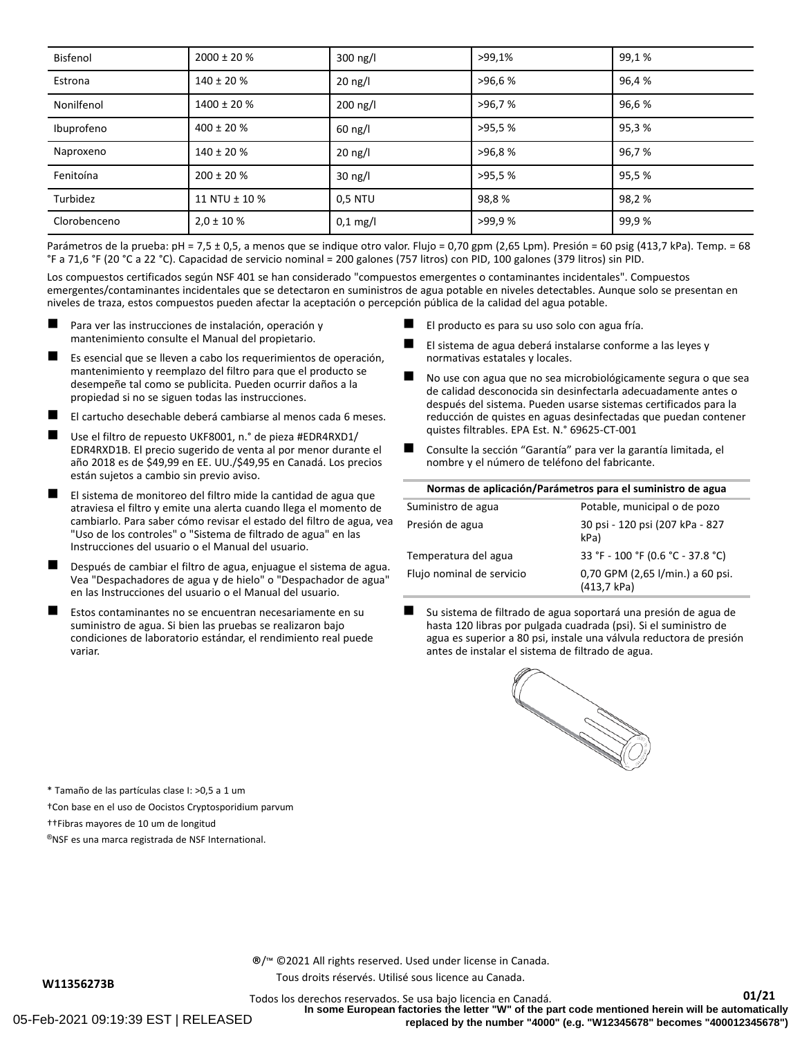| | | | | |
|---|---|---|---|---|
| Bisfenol | 2000 ± 20 % | 300 ng/l | >99,1% | 99,1 % |
| Estrona | 140 ± 20 % | 20 ng/l | >96,6 % | 96,4 % |
| Nonilfenol | 1400 ± 20 % | 200 ng/l | >96,7 % | 96,6 % |
| Ibuprofeno | 400 ± 20 % | 60 ng/l | >95,5 % | 95,3 % |
| Naproxeno | 140 ± 20 % | 20 ng/l | >96,8 % | 96,7 % |
| Fenitoína | 200 ± 20 % | 30 ng/l | >95,5 % | 95,5 % |
| Turbidez | 11 NTU ± 10 % | 0,5 NTU | 98,8 % | 98,2 % |
| Clorobenceno | 2,0 ± 10 % | 0,1 mg/l | >99,9 % | 99,9 % |

Parámetros de la prueba: pH = 7,5 ± 0,5, a menos que se indique otro valor. Flujo = 0,70 gpm (2,65 Lpm). Presión = 60 psig (413,7 kPa). Temp. = 68 °F a 71,6 °F (20 °C a 22 °C). Capacidad de servicio nominal = 200 galones (757 litros) con PID, 100 galones (379 litros) sin PID.

Los compuestos certificados según NSF 401 se han considerado "compuestos emergentes o contaminantes incidentales". Compuestos emergentes/contaminantes incidentales que se detectaron en suministros de agua potable en niveles detectables. Aunque solo se presentan en niveles de traza, estos compuestos pueden afectar la aceptación o percepción pública de la calidad del agua potable.

- Para ver las instrucciones de instalación, operación y mantenimiento consulte el Manual del propietario.
- Es esencial que se lleven a cabo los requerimientos de operación, mantenimiento y reemplazo del filtro para que el producto se desempeñe tal como se publicita. Pueden ocurrir daños a la propiedad si no se siguen todas las instrucciones.
- El cartucho desechable deberá cambiarse al menos cada 6 meses.
- Use el filtro de repuesto UKF8001, n.° de pieza #EDR4RXD1/ EDR4RXD1B. El precio sugerido de venta al por menor durante el año 2018 es de $49,99 en EE. UU./$49,95 en Canadá. Los precios están sujetos a cambio sin previo aviso.
- El sistema de monitoreo del filtro mide la cantidad de agua que atraviesa el filtro y emite una alerta cuando llega el momento de cambiarlo. Para saber cómo revisar el estado del filtro de agua, vea "Uso de los controles" o "Sistema de filtrado de agua" en las Instrucciones del usuario o el Manual del usuario.
- Después de cambiar el filtro de agua, enjuague el sistema de agua. Vea "Despachadores de agua y de hielo" o "Despachador de agua" en las Instrucciones del usuario o el Manual del usuario.
- Estos contaminantes no se encuentran necesariamente en su suministro de agua. Si bien las pruebas se realizaron bajo condiciones de laboratorio estándar, el rendimiento real puede variar.
- El producto es para su uso solo con agua fría.
- El sistema de agua deberá instalarse conforme a las leyes y normativas estatales y locales.
- No use con agua que no sea microbiológicamente segura o que sea de calidad desconocida sin desinfectarla adecuadamente antes o después del sistema. Pueden usarse sistemas certificados para la reducción de quistes en aguas desinfectadas que puedan contener quistes filtrables. EPA Est. N.° 69625-CT-001
- Consulte la sección "Garantía" para ver la garantía limitada, el nombre y el número de teléfono del fabricante.

| Normas de aplicación/Parámetros para el suministro de agua | |
|---|---|
| Suministro de agua | Potable, municipal o de pozo |
| Presión de agua | 30 psi - 120 psi (207 kPa - 827 kPa) |
| Temperatura del agua | 33 °F - 100 °F (0.6 °C - 37.8 °C) |
| Flujo nominal de servicio | 0,70 GPM (2,65 l/min.) a 60 psi. (413,7 kPa) |

- Su sistema de filtrado de agua soportará una presión de agua de hasta 120 libras por pulgada cuadrada (psi). Si el suministro de agua es superior a 80 psi, instale una válvula reductora de presión antes de instalar el sistema de filtrado de agua.

\* Tamaño de las partículas clase I: >0,5 a 1 um

†Con base en el uso de Oocistos Cryptosporidium parvum

††Fibras mayores de 10 um de longitud

®NSF es una marca registrada de NSF International.

®/™ ©2021 All rights reserved. Used under license in Canada.

Tous droits réservés. Utilisé sous licence au Canada.

Todos los derechos reservados. Se usa bajo licencia en Canadá.

**W11356273B**

**01/21**

05-Feb-2021 09:19:39 EST | RELEASED

**In some European factories the letter "W" of the part code mentioned herein will be automatically replaced by the number "4000" (e.g. "W12345678" becomes "400012345678")**